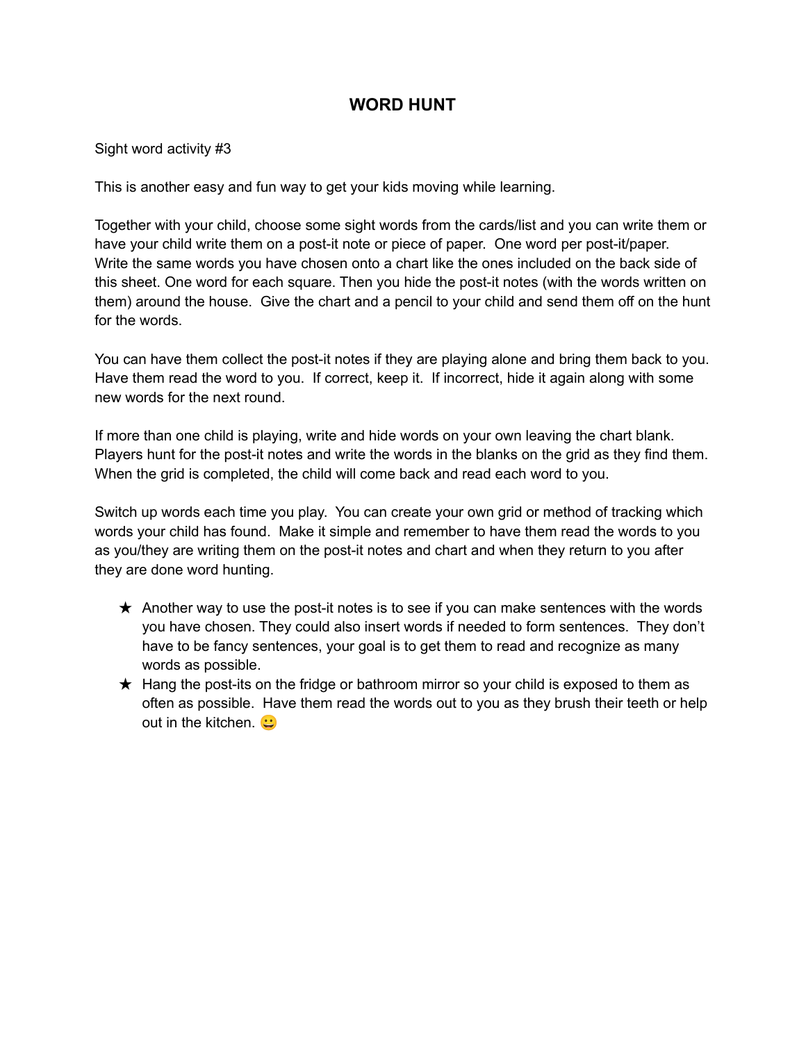# WORD HUNT

Sight word activity #3

This is another easy and fun way to get your kids moving while learning.

Together with your child, choose some sight words from the cards/list and you can write them or have your child write them on a post-it note or piece of paper. One word per post-it/paper. Write the same words you have chosen onto a chart like the ones included on the back side of this sheet. One word for each square. Then you hide the post-it notes (with the words written on them) around the house. Give the chart and a pencil to your child and send them off on the hunt for the words.

You can have them collect the post-it notes if they are playing alone and bring them back to you. Have them read the word to you. If correct, keep it. If incorrect, hide it again along with some new words for the next round.

If more than one child is playing, write and hide words on your own leaving the chart blank. Players hunt for the post-it notes and write the words in the blanks on the grid as they find them. When the grid is completed, the child will come back and read each word to you.

Switch up words each time you play. You can create your own grid or method of tracking which words your child has found. Make it simple and remember to have them read the words to you as you/they are writing them on the post-it notes and chart and when they return to you after they are done word hunting.

- ★ Another way to use the post-it notes is to see if you can make sentences with the words you have chosen. They could also insert words if needed to form sentences. They don't have to be fancy sentences, your goal is to get them to read and recognize as many words as possible.
- ★ Hang the post-its on the fridge or bathroom mirror so your child is exposed to them as often as possible. Have them read the words out to you as they brush their teeth or help out in the kitchen. 😀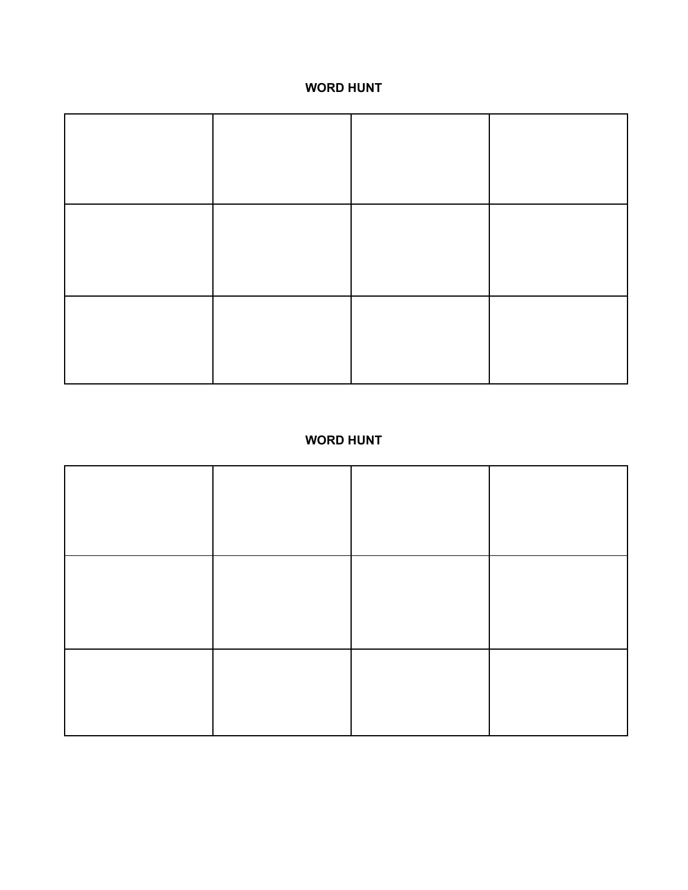## WORD HUNT

| | | | |
|---|---|---|---|
| | | | |
| | | | |
| | | | |

## WORD HUNT

| | | | |
|---|---|---|---|
| | | | |
| | | | |
| | | | |